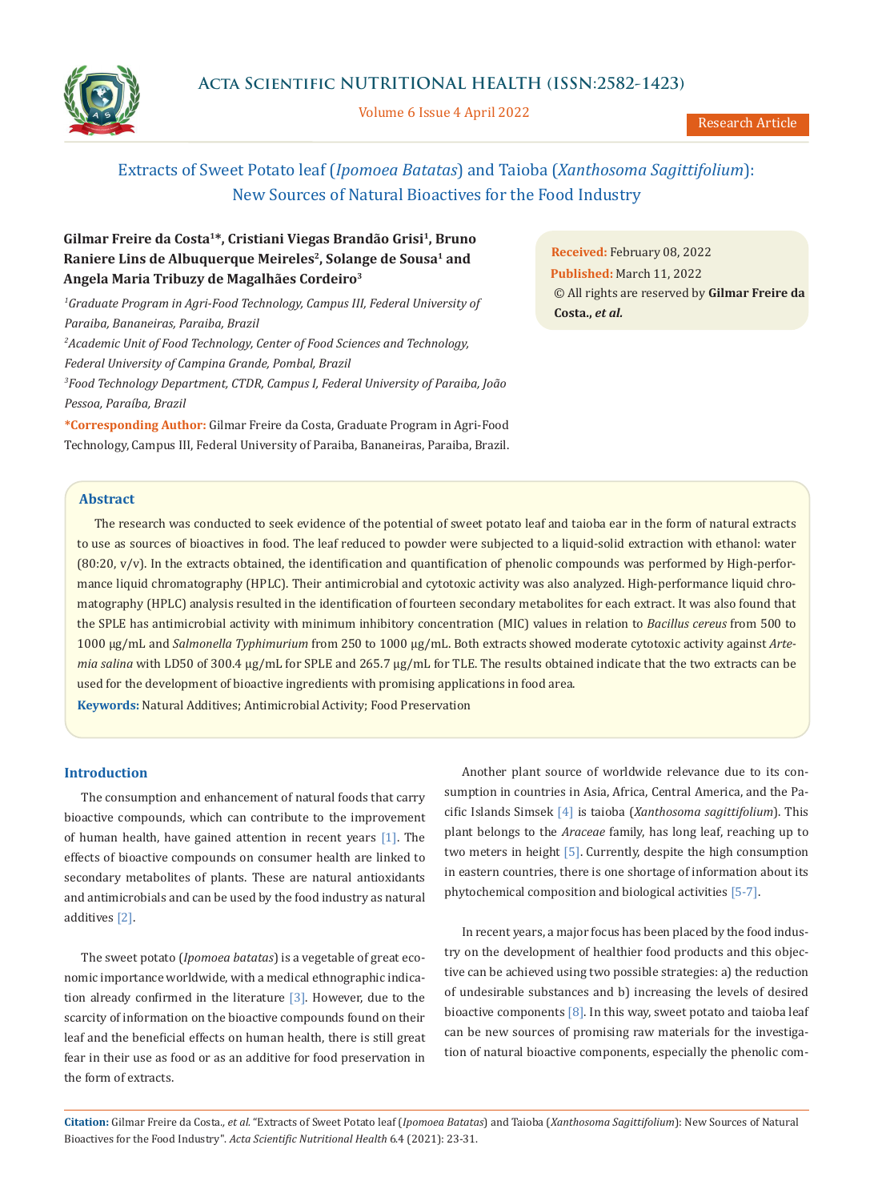# Extracts of Sweet Potato leaf (*Ipomoea Batatas*) and Taioba (*Xanthosoma Sagittifolium*): New Sources of Natural Bioactives for the Food Industry

**Gilmar Freire da Costa[1]\*, Cristiani Viegas Brandão Grisi[1], Bruno Raniere Lins de Albuquerque Meireles[2], Solange de Sousa[1] and Angela Maria Tribuzy de Magalhães Cordeiro[3]**

[1]*Graduate Program in Agri-Food Technology, Campus III, Federal University of Paraiba, Bananeiras, Paraiba, Brazil*

[2]*Academic Unit of Food Technology, Center of Food Sciences and Technology, Federal University of Campina Grande, Pombal, Brazil*

[3]*Food Technology Department, CTDR, Campus I, Federal University of Paraiba, João Pessoa, Paraíba, Brazil*

**\*Corresponding Author:** Gilmar Freire da Costa, Graduate Program in Agri-Food Technology, Campus III, Federal University of Paraiba, Bananeiras, Paraiba, Brazil.

**Received:** February 08, 2022
**Published:** March 11, 2022
© All rights are reserved by **Gilmar Freire da Costa., *et al.***

## Abstract

The research was conducted to seek evidence of the potential of sweet potato leaf and taioba ear in the form of natural extracts to use as sources of bioactives in food. The leaf reduced to powder were subjected to a liquid-solid extraction with ethanol: water (80:20, v/v). In the extracts obtained, the identification and quantification of phenolic compounds was performed by High-performance liquid chromatography (HPLC). Their antimicrobial and cytotoxic activity was also analyzed. High-performance liquid chromatography (HPLC) analysis resulted in the identification of fourteen secondary metabolites for each extract. It was also found that the SPLE has antimicrobial activity with minimum inhibitory concentration (MIC) values in relation to *Bacillus cereus* from 500 to 1000 µg/mL and *Salmonella Typhimurium* from 250 to 1000 µg/mL. Both extracts showed moderate cytotoxic activity against *Artemia salina* with LD50 of 300.4 µg/mL for SPLE and 265.7 µg/mL for TLE. The results obtained indicate that the two extracts can be used for the development of bioactive ingredients with promising applications in food area.

**Keywords:** Natural Additives; Antimicrobial Activity; Food Preservation

## Introduction

The consumption and enhancement of natural foods that carry bioactive compounds, which can contribute to the improvement of human health, have gained attention in recent years [1]. The effects of bioactive compounds on consumer health are linked to secondary metabolites of plants. These are natural antioxidants and antimicrobials and can be used by the food industry as natural additives [2].

The sweet potato (*Ipomoea batatas*) is a vegetable of great economic importance worldwide, with a medical ethnographic indication already confirmed in the literature [3]. However, due to the scarcity of information on the bioactive compounds found on their leaf and the beneficial effects on human health, there is still great fear in their use as food or as an additive for food preservation in the form of extracts.

Another plant source of worldwide relevance due to its consumption in countries in Asia, Africa, Central America, and the Pacific Islands Simsek [4] is taioba (*Xanthosoma sagittifolium*). This plant belongs to the *Araceae* family, has long leaf, reaching up to two meters in height [5]. Currently, despite the high consumption in eastern countries, there is one shortage of information about its phytochemical composition and biological activities [5-7].

In recent years, a major focus has been placed by the food industry on the development of healthier food products and this objective can be achieved using two possible strategies: a) the reduction of undesirable substances and b) increasing the levels of desired bioactive components [8]. In this way, sweet potato and taioba leaf can be new sources of promising raw materials for the investigation of natural bioactive components, especially the phenolic com-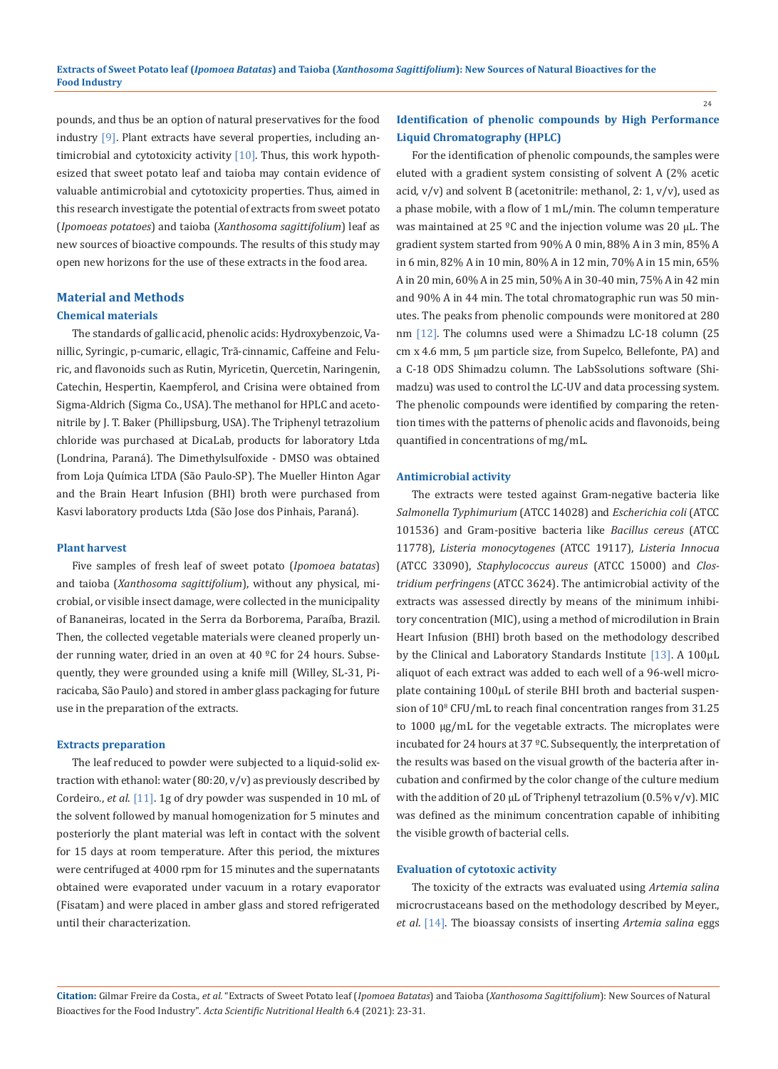pounds, and thus be an option of natural preservatives for the food industry [9]. Plant extracts have several properties, including antimicrobial and cytotoxicity activity [10]. Thus, this work hypothesized that sweet potato leaf and taioba may contain evidence of valuable antimicrobial and cytotoxicity properties. Thus, aimed in this research investigate the potential of extracts from sweet potato (*Ipomoeas potatoes*) and taioba (*Xanthosoma sagittifolium*) leaf as new sources of bioactive compounds. The results of this study may open new horizons for the use of these extracts in the food area.

## Material and Methods

### Chemical materials

The standards of gallic acid, phenolic acids: Hydroxybenzoic, Vanillic, Syringic, p-cumaric, ellagic, Trã-cinnamic, Caffeine and Feluric, and flavonoids such as Rutin, Myricetin, Quercetin, Naringenin, Catechin, Hespertin, Kaempferol, and Crisina were obtained from Sigma-Aldrich (Sigma Co., USA). The methanol for HPLC and acetonitrile by J. T. Baker (Phillipsburg, USA). The Triphenyl tetrazolium chloride was purchased at DicaLab, products for laboratory Ltda (Londrina, Paraná). The Dimethylsulfoxide - DMSO was obtained from Loja Química LTDA (São Paulo-SP). The Mueller Hinton Agar and the Brain Heart Infusion (BHI) broth were purchased from Kasvi laboratory products Ltda (São Jose dos Pinhais, Paraná).

### Plant harvest

Five samples of fresh leaf of sweet potato (*Ipomoea batatas*) and taioba (*Xanthosoma sagittifolium*), without any physical, microbial, or visible insect damage, were collected in the municipality of Bananeiras, located in the Serra da Borborema, Paraíba, Brazil. Then, the collected vegetable materials were cleaned properly under running water, dried in an oven at 40 ºC for 24 hours. Subsequently, they were grounded using a knife mill (Willey, SL-31, Piracicaba, São Paulo) and stored in amber glass packaging for future use in the preparation of the extracts.

### Extracts preparation

The leaf reduced to powder were subjected to a liquid-solid extraction with ethanol: water (80:20, v/v) as previously described by Cordeiro., *et al.* [11]. 1g of dry powder was suspended in 10 mL of the solvent followed by manual homogenization for 5 minutes and posteriorly the plant material was left in contact with the solvent for 15 days at room temperature. After this period, the mixtures were centrifuged at 4000 rpm for 15 minutes and the supernatants obtained were evaporated under vacuum in a rotary evaporator (Fisatam) and were placed in amber glass and stored refrigerated until their characterization.

### Identification of phenolic compounds by High Performance Liquid Chromatography (HPLC)

For the identification of phenolic compounds, the samples were eluted with a gradient system consisting of solvent A (2% acetic acid, v/v) and solvent B (acetonitrile: methanol, 2: 1, v/v), used as a phase mobile, with a flow of 1 mL/min. The column temperature was maintained at 25 ºC and the injection volume was 20 μL. The gradient system started from 90% A 0 min, 88% A in 3 min, 85% A in 6 min, 82% A in 10 min, 80% A in 12 min, 70% A in 15 min, 65% A in 20 min, 60% A in 25 min, 50% A in 30-40 min, 75% A in 42 min and 90% A in 44 min. The total chromatographic run was 50 minutes. The peaks from phenolic compounds were monitored at 280 nm [12]. The columns used were a Shimadzu LC-18 column (25 cm x 4.6 mm, 5 μm particle size, from Supelco, Bellefonte, PA) and a C-18 ODS Shimadzu column. The LabSsolutions software (Shimadzu) was used to control the LC-UV and data processing system. The phenolic compounds were identified by comparing the retention times with the patterns of phenolic acids and flavonoids, being quantified in concentrations of mg/mL.

### Antimicrobial activity

The extracts were tested against Gram-negative bacteria like *Salmonella Typhimurium* (ATCC 14028) and *Escherichia coli* (ATCC 101536) and Gram-positive bacteria like *Bacillus cereus* (ATCC 11778), *Listeria monocytogenes* (ATCC 19117), *Listeria Innocua* (ATCC 33090), *Staphylococcus aureus* (ATCC 15000) and *Clostridium perfringens* (ATCC 3624). The antimicrobial activity of the extracts was assessed directly by means of the minimum inhibitory concentration (MIC), using a method of microdilution in Brain Heart Infusion (BHI) broth based on the methodology described by the Clinical and Laboratory Standards Institute [13]. A 100μL aliquot of each extract was added to each well of a 96-well microplate containing 100μL of sterile BHI broth and bacterial suspension of $10^8$ CFU/mL to reach final concentration ranges from 31.25 to 1000 μg/mL for the vegetable extracts. The microplates were incubated for 24 hours at 37 ºC. Subsequently, the interpretation of the results was based on the visual growth of the bacteria after incubation and confirmed by the color change of the culture medium with the addition of 20 μL of Triphenyl tetrazolium (0.5% v/v). MIC was defined as the minimum concentration capable of inhibiting the visible growth of bacterial cells.

### Evaluation of cytotoxic activity

The toxicity of the extracts was evaluated using *Artemia salina* microcrustaceans based on the methodology described by Meyer., *et al.* [14]. The bioassay consists of inserting *Artemia salina* eggs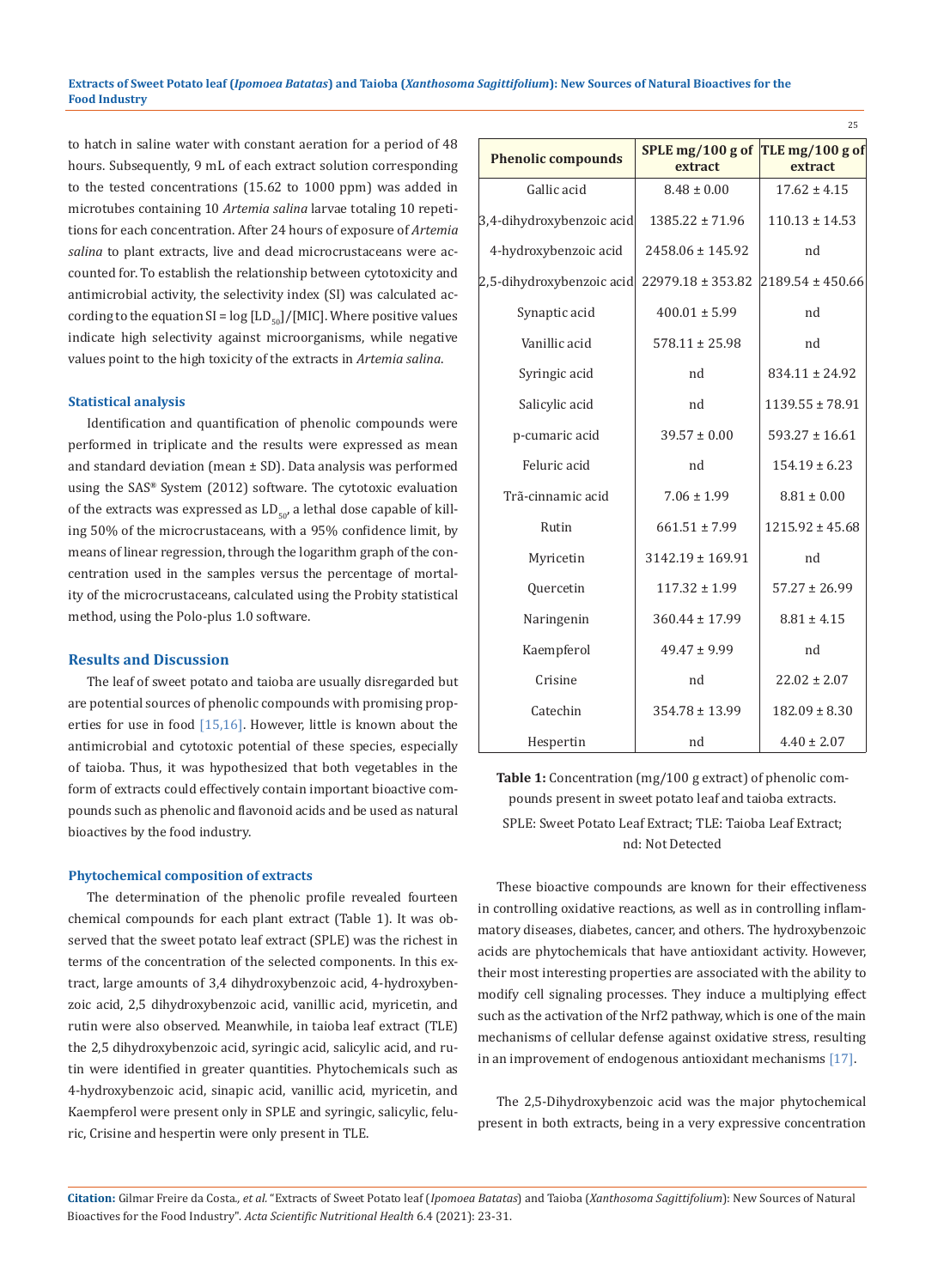to hatch in saline water with constant aeration for a period of 48 hours. Subsequently, 9 mL of each extract solution corresponding to the tested concentrations (15.62 to 1000 ppm) was added in microtubes containing 10 *Artemia salina* larvae totaling 10 repetitions for each concentration. After 24 hours of exposure of *Artemia salina* to plant extracts, live and dead microcrustaceans were accounted for. To establish the relationship between cytotoxicity and antimicrobial activity, the selectivity index (SI) was calculated according to the equation $SI = \log [LD_{50}]/[MIC]$. Where positive values indicate high selectivity against microorganisms, while negative values point to the high toxicity of the extracts in *Artemia salina*.

### Statistical analysis

Identification and quantification of phenolic compounds were performed in triplicate and the results were expressed as mean and standard deviation (mean ± SD). Data analysis was performed using the SAS® System (2012) software. The cytotoxic evaluation of the extracts was expressed as $LD_{50}$, a lethal dose capable of killing 50% of the microcrustaceans, with a 95% confidence limit, by means of linear regression, through the logarithm graph of the concentration used in the samples versus the percentage of mortality of the microcrustaceans, calculated using the Probity statistical method, using the Polo-plus 1.0 software.

## Results and Discussion

The leaf of sweet potato and taioba are usually disregarded but are potential sources of phenolic compounds with promising properties for use in food [15,16]. However, little is known about the antimicrobial and cytotoxic potential of these species, especially of taioba. Thus, it was hypothesized that both vegetables in the form of extracts could effectively contain important bioactive compounds such as phenolic and flavonoid acids and be used as natural bioactives by the food industry.

### Phytochemical composition of extracts

The determination of the phenolic profile revealed fourteen chemical compounds for each plant extract (Table 1). It was observed that the sweet potato leaf extract (SPLE) was the richest in terms of the concentration of the selected components. In this extract, large amounts of 3,4 dihydroxybenzoic acid, 4-hydroxybenzoic acid, 2,5 dihydroxybenzoic acid, vanillic acid, myricetin, and rutin were also observed. Meanwhile, in taioba leaf extract (TLE) the 2,5 dihydroxybenzoic acid, syringic acid, salicylic acid, and rutin were identified in greater quantities. Phytochemicals such as 4-hydroxybenzoic acid, sinapic acid, vanillic acid, myricetin, and Kaempferol were present only in SPLE and syringic, salicylic, feluric, Crisine and hespertin were only present in TLE.

| Phenolic compounds | SPLE mg/100 g of extract | TLE mg/100 g of extract |
|---|---|---|
| Gallic acid | 8.48 ± 0.00 | 17.62 ± 4.15 |
| 3,4-dihydroxybenzoic acid | 1385.22 ± 71.96 | 110.13 ± 14.53 |
| 4-hydroxybenzoic acid | 2458.06 ± 145.92 | nd |
| 2,5-dihydroxybenzoic acid | 22979.18 ± 353.82 | 2189.54 ± 450.66 |
| Synaptic acid | 400.01 ± 5.99 | nd |
| Vanillic acid | 578.11 ± 25.98 | nd |
| Syringic acid | nd | 834.11 ± 24.92 |
| Salicylic acid | nd | 1139.55 ± 78.91 |
| p-cumaric acid | 39.57 ± 0.00 | 593.27 ± 16.61 |
| Feluric acid | nd | 154.19 ± 6.23 |
| Trã-cinnamic acid | 7.06 ± 1.99 | 8.81 ± 0.00 |
| Rutin | 661.51 ± 7.99 | 1215.92 ± 45.68 |
| Myricetin | 3142.19 ± 169.91 | nd |
| Quercetin | 117.32 ± 1.99 | 57.27 ± 26.99 |
| Naringenin | 360.44 ± 17.99 | 8.81 ± 4.15 |
| Kaempferol | 49.47 ± 9.99 | nd |
| Crisine | nd | 22.02 ± 2.07 |
| Catechin | 354.78 ± 13.99 | 182.09 ± 8.30 |
| Hespertin | nd | 4.40 ± 2.07 |

**Table 1:** Concentration (mg/100 g extract) of phenolic compounds present in sweet potato leaf and taioba extracts.

SPLE: Sweet Potato Leaf Extract; TLE: Taioba Leaf Extract; nd: Not Detected

These bioactive compounds are known for their effectiveness in controlling oxidative reactions, as well as in controlling inflammatory diseases, diabetes, cancer, and others. The hydroxybenzoic acids are phytochemicals that have antioxidant activity. However, their most interesting properties are associated with the ability to modify cell signaling processes. They induce a multiplying effect such as the activation of the Nrf2 pathway, which is one of the main mechanisms of cellular defense against oxidative stress, resulting in an improvement of endogenous antioxidant mechanisms [17].

The 2,5-Dihydroxybenzoic acid was the major phytochemical present in both extracts, being in a very expressive concentration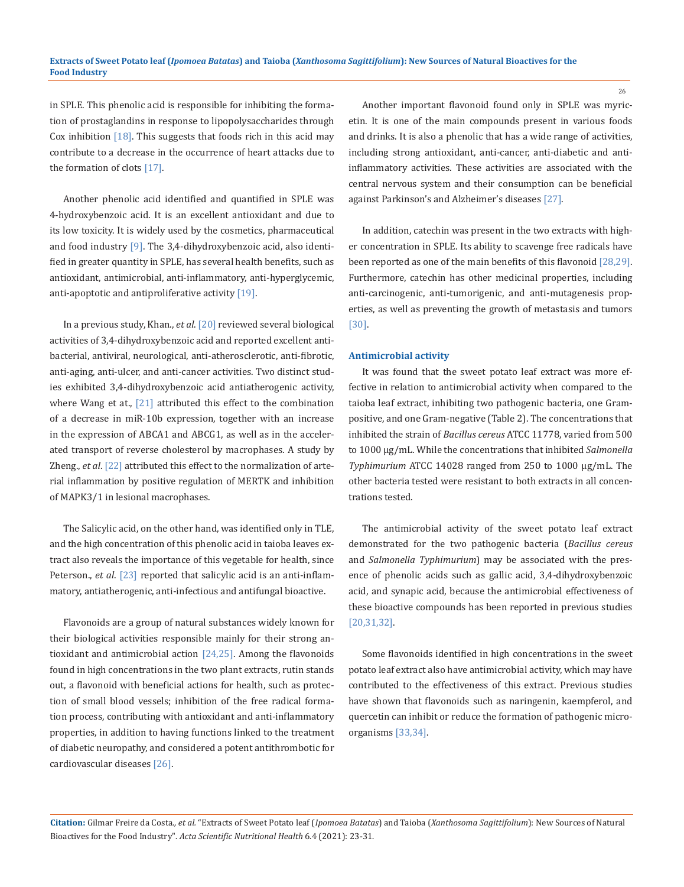in SPLE. This phenolic acid is responsible for inhibiting the formation of prostaglandins in response to lipopolysaccharides through Cox inhibition [18]. This suggests that foods rich in this acid may contribute to a decrease in the occurrence of heart attacks due to the formation of clots [17].

Another phenolic acid identified and quantified in SPLE was 4-hydroxybenzoic acid. It is an excellent antioxidant and due to its low toxicity. It is widely used by the cosmetics, pharmaceutical and food industry [9]. The 3,4-dihydroxybenzoic acid, also identified in greater quantity in SPLE, has several health benefits, such as antioxidant, antimicrobial, anti-inflammatory, anti-hyperglycemic, anti-apoptotic and antiproliferative activity [19].

In a previous study, Khan., *et al*. [20] reviewed several biological activities of 3,4-dihydroxybenzoic acid and reported excellent antibacterial, antiviral, neurological, anti-atherosclerotic, anti-fibrotic, anti-aging, anti-ulcer, and anti-cancer activities. Two distinct studies exhibited 3,4-dihydroxybenzoic acid antiatherogenic activity, where Wang et at., [21] attributed this effect to the combination of a decrease in miR-10b expression, together with an increase in the expression of ABCA1 and ABCG1, as well as in the accelerated transport of reverse cholesterol by macrophases. A study by Zheng., *et al*. [22] attributed this effect to the normalization of arterial inflammation by positive regulation of MERTK and inhibition of MAPK3/1 in lesional macrophases.

The Salicylic acid, on the other hand, was identified only in TLE, and the high concentration of this phenolic acid in taioba leaves extract also reveals the importance of this vegetable for health, since Peterson., *et al*. [23] reported that salicylic acid is an anti-inflammatory, antiatherogenic, anti-infectious and antifungal bioactive.

Flavonoids are a group of natural substances widely known for their biological activities responsible mainly for their strong antioxidant and antimicrobial action [24,25]. Among the flavonoids found in high concentrations in the two plant extracts, rutin stands out, a flavonoid with beneficial actions for health, such as protection of small blood vessels; inhibition of the free radical formation process, contributing with antioxidant and anti-inflammatory properties, in addition to having functions linked to the treatment of diabetic neuropathy, and considered a potent antithrombotic for cardiovascular diseases [26].

Another important flavonoid found only in SPLE was myricetin. It is one of the main compounds present in various foods and drinks. It is also a phenolic that has a wide range of activities, including strong antioxidant, anti-cancer, anti-diabetic and anti-inflammatory activities. These activities are associated with the central nervous system and their consumption can be beneficial against Parkinson's and Alzheimer's diseases [27].

In addition, catechin was present in the two extracts with higher concentration in SPLE. Its ability to scavenge free radicals have been reported as one of the main benefits of this flavonoid [28,29]. Furthermore, catechin has other medicinal properties, including anti-carcinogenic, anti-tumorigenic, and anti-mutagenesis properties, as well as preventing the growth of metastasis and tumors [30].

### Antimicrobial activity

It was found that the sweet potato leaf extract was more effective in relation to antimicrobial activity when compared to the taioba leaf extract, inhibiting two pathogenic bacteria, one Gram-positive, and one Gram-negative (Table 2). The concentrations that inhibited the strain of *Bacillus cereus* ATCC 11778, varied from 500 to 1000 μg/mL. While the concentrations that inhibited *Salmonella Typhimurium* ATCC 14028 ranged from 250 to 1000 μg/mL. The other bacteria tested were resistant to both extracts in all concentrations tested.

The antimicrobial activity of the sweet potato leaf extract demonstrated for the two pathogenic bacteria (*Bacillus cereus* and *Salmonella Typhimurium*) may be associated with the presence of phenolic acids such as gallic acid, 3,4-dihydroxybenzoic acid, and synapic acid, because the antimicrobial effectiveness of these bioactive compounds has been reported in previous studies [20,31,32].

Some flavonoids identified in high concentrations in the sweet potato leaf extract also have antimicrobial activity, which may have contributed to the effectiveness of this extract. Previous studies have shown that flavonoids such as naringenin, kaempferol, and quercetin can inhibit or reduce the formation of pathogenic microorganisms [33,34].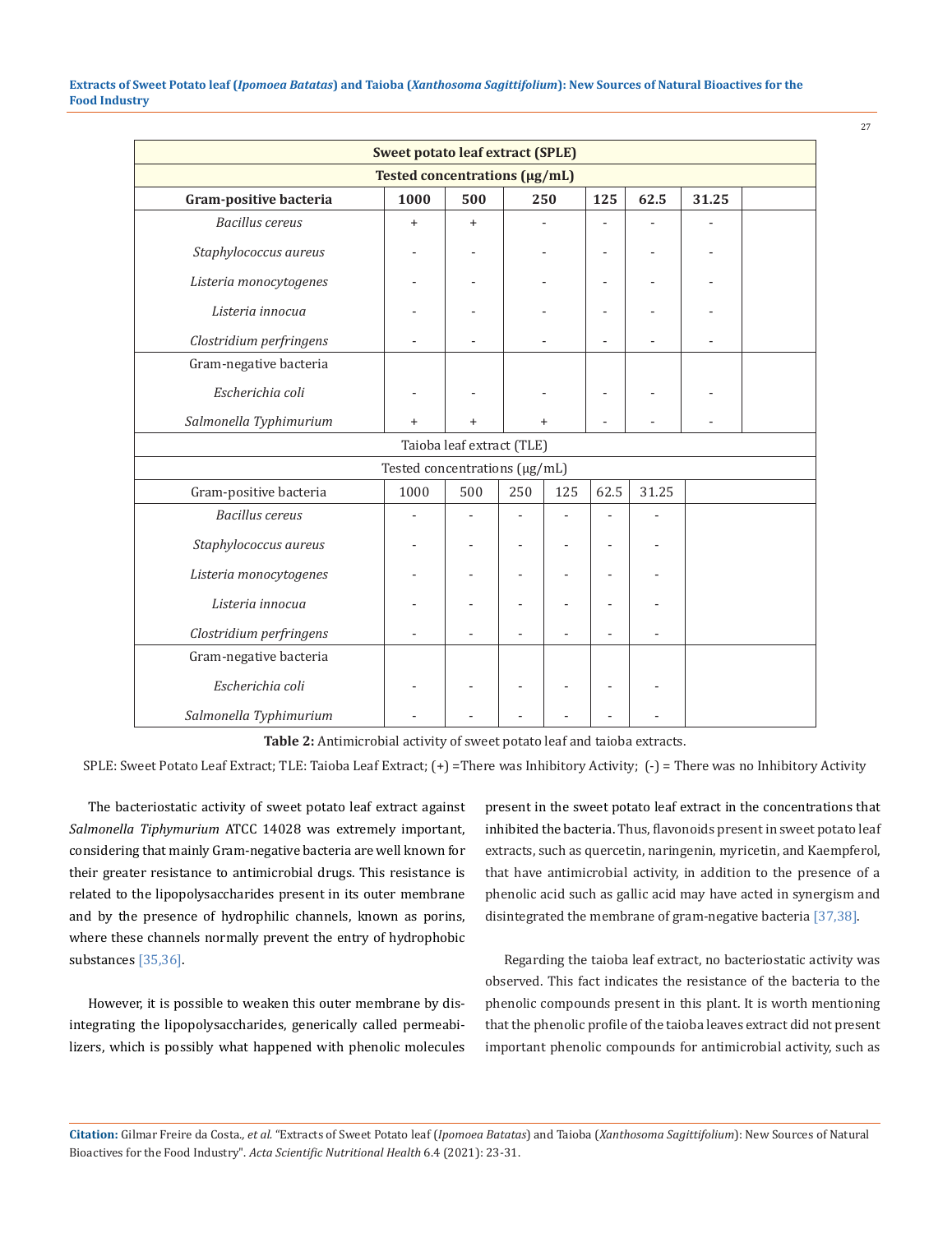| Sweet potato leaf extract (SPLE) | | | | | | |
|---|---|---|---|---|---|---|
| Tested concentrations (µg/mL) | | | | | | |
| **Gram-positive bacteria** | **1000** | **500** | **250** | **125** | **62.5** | **31.25** |
| *Bacillus cereus* | + | + | - | - | - | - |
| *Staphylococcus aureus* | - | - | - | - | - | - |
| *Listeria monocytogenes* | - | - | - | - | - | - |
| *Listeria innocua* | - | - | - | - | - | - |
| *Clostridium perfringens* | - | - | - | - | - | - |
| Gram-negative bacteria | | | | | | |
| *Escherichia coli* | - | - | - | - | - | - |
| *Salmonella Typhimurium* | + | + | + | - | - | - |
| Taioba leaf extract (TLE) | | | | | | |
| Tested concentrations (µg/mL) | | | | | | |
| Gram-positive bacteria | 1000 | 500 | 250 | 125 | 62.5 | 31.25 |
| *Bacillus cereus* | - | - | - | - | - | - |
| *Staphylococcus aureus* | - | - | - | - | - | - |
| *Listeria monocytogenes* | - | - | - | - | - | - |
| *Listeria innocua* | - | - | - | - | - | - |
| *Clostridium perfringens* | - | - | - | - | - | - |
| Gram-negative bacteria | | | | | | |
| *Escherichia coli* | - | - | - | - | - | - |
| *Salmonella Typhimurium* | - | - | - | - | - | - |

**Table 2:** Antimicrobial activity of sweet potato leaf and taioba extracts.

SPLE: Sweet Potato Leaf Extract; TLE: Taioba Leaf Extract; (+) =There was Inhibitory Activity; (-) = There was no Inhibitory Activity

The bacteriostatic activity of sweet potato leaf extract against *Salmonella Tiphymurium* ATCC 14028 was extremely important, considering that mainly Gram-negative bacteria are well known for their greater resistance to antimicrobial drugs. This resistance is related to the lipopolysaccharides present in its outer membrane and by the presence of hydrophilic channels, known as porins, where these channels normally prevent the entry of hydrophobic substances [35,36].

However, it is possible to weaken this outer membrane by disintegrating the lipopolysaccharides, generically called permeabilizers, which is possibly what happened with phenolic molecules present in the sweet potato leaf extract in the concentrations that inhibited the bacteria. Thus, flavonoids present in sweet potato leaf extracts, such as quercetin, naringenin, myricetin, and Kaempferol, that have antimicrobial activity, in addition to the presence of a phenolic acid such as gallic acid may have acted in synergism and disintegrated the membrane of gram-negative bacteria [37,38].

Regarding the taioba leaf extract, no bacteriostatic activity was observed. This fact indicates the resistance of the bacteria to the phenolic compounds present in this plant. It is worth mentioning that the phenolic profile of the taioba leaves extract did not present important phenolic compounds for antimicrobial activity, such as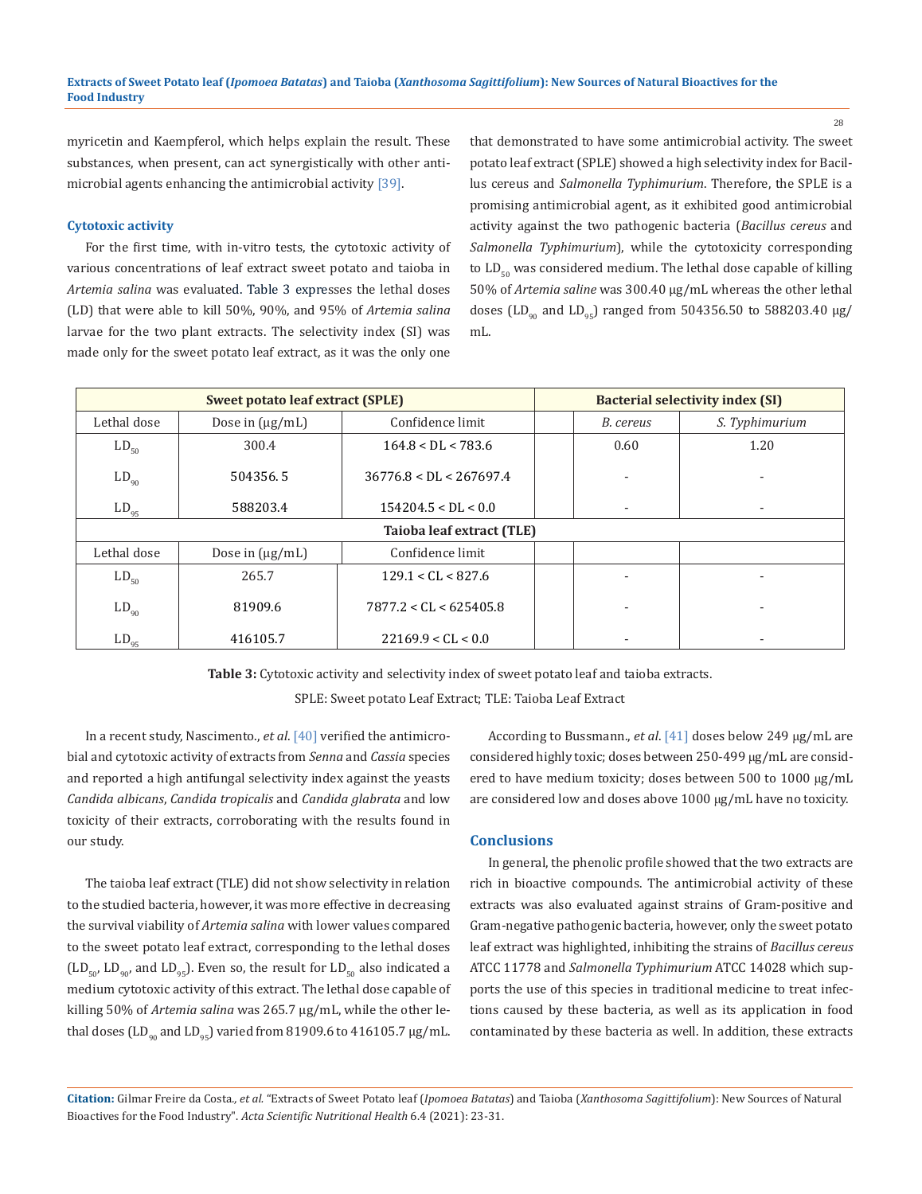myricetin and Kaempferol, which helps explain the result. These substances, when present, can act synergistically with other antimicrobial agents enhancing the antimicrobial activity [39].

### Cytotoxic activity

For the first time, with in-vitro tests, the cytotoxic activity of various concentrations of leaf extract sweet potato and taioba in *Artemia salina* was evaluated. Table 3 expresses the lethal doses (LD) that were able to kill 50%, 90%, and 95% of *Artemia salina* larvae for the two plant extracts. The selectivity index (SI) was made only for the sweet potato leaf extract, as it was the only one that demonstrated to have some antimicrobial activity. The sweet potato leaf extract (SPLE) showed a high selectivity index for Bacillus cereus and *Salmonella Typhimurium*. Therefore, the SPLE is a promising antimicrobial agent, as it exhibited good antimicrobial activity against the two pathogenic bacteria (*Bacillus cereus* and *Salmonella Typhimurium*), while the cytotoxicity corresponding to $LD_{50}$ was considered medium. The lethal dose capable of killing 50% of *Artemia saline* was 300.40 μg/mL whereas the other lethal doses ($LD_{90}$ and $LD_{95}$) ranged from 504356.50 to 588203.40 μg/mL.

| **Sweet potato leaf extract (SPLE)** | | | **Bacterial selectivity index (SI)** | | |
|---|---|---|---|---|---|
| Lethal dose | Dose in (μg/mL) | Confidence limit | | *B. cereus* | *S. Typhimurium* |
| $LD_{50}$ | 300.4 | 164.8 < DL < 783.6 | | 0.60 | 1.20 |
| $LD_{90}$ | 504356. 5 | 36776.8 < DL < 267697.4 | | - | - |
| $LD_{95}$ | 588203.4 | 154204.5 < DL < 0.0 | | - | - |
| **Taioba leaf extract (TLE)** | | | | | |
| Lethal dose | Dose in (μg/mL) | Confidence limit | | | |
| $LD_{50}$ | 265.7 | 129.1 < CL < 827.6 | | - | - |
| $LD_{90}$ | 81909.6 | 7877.2 < CL < 625405.8 | | - | - |
| $LD_{95}$ | 416105.7 | 22169.9 < CL < 0.0 | | - | - |

**Table 3:** Cytotoxic activity and selectivity index of sweet potato leaf and taioba extracts.

SPLE: Sweet potato Leaf Extract; TLE: Taioba Leaf Extract

In a recent study, Nascimento., *et al*. [40] verified the antimicrobial and cytotoxic activity of extracts from *Senna* and *Cassia* species and reported a high antifungal selectivity index against the yeasts *Candida albicans*, *Candida tropicalis* and *Candida glabrata* and low toxicity of their extracts, corroborating with the results found in our study.

The taioba leaf extract (TLE) did not show selectivity in relation to the studied bacteria, however, it was more effective in decreasing the survival viability of *Artemia salina* with lower values compared to the sweet potato leaf extract, corresponding to the lethal doses ($LD_{50}$, $LD_{90}$, and $LD_{95}$). Even so, the result for $LD_{50}$ also indicated a medium cytotoxic activity of this extract. The lethal dose capable of killing 50% of *Artemia salina* was 265.7 μg/mL, while the other lethal doses ($LD_{90}$ and $LD_{95}$) varied from 81909.6 to 416105.7 μg/mL.

According to Bussmann., *et al*. [41] doses below 249 μg/mL are considered highly toxic; doses between 250-499 μg/mL are considered to have medium toxicity; doses between 500 to 1000 μg/mL are considered low and doses above 1000 μg/mL have no toxicity.

## Conclusions

In general, the phenolic profile showed that the two extracts are rich in bioactive compounds. The antimicrobial activity of these extracts was also evaluated against strains of Gram-positive and Gram-negative pathogenic bacteria, however, only the sweet potato leaf extract was highlighted, inhibiting the strains of *Bacillus cereus* ATCC 11778 and *Salmonella Typhimurium* ATCC 14028 which supports the use of this species in traditional medicine to treat infections caused by these bacteria, as well as its application in food contaminated by these bacteria as well. In addition, these extracts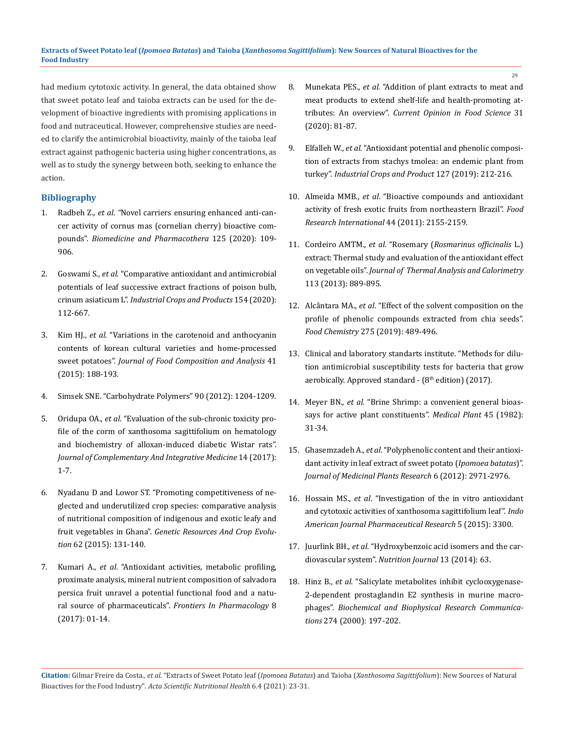had medium cytotoxic activity. In general, the data obtained show that sweet potato leaf and taioba extracts can be used for the development of bioactive ingredients with promising applications in food and nutraceutical. However, comprehensive studies are needed to clarify the antimicrobial bioactivity, mainly of the taioba leaf extract against pathogenic bacteria using higher concentrations, as well as to study the synergy between both, seeking to enhance the action.

## Bibliography

1. Radbeh Z., *et al*. "Novel carriers ensuring enhanced anti-cancer activity of cornus mas (cornelian cherry) bioactive compounds". *Biomedicine and Pharmacothera* 125 (2020): 109-906.
2. Goswami S., *et al*. "Comparative antioxidant and antimicrobial potentials of leaf successive extract fractions of poison bulb, crinum asiaticum L". *Industrial Crops and Products* 154 (2020): 112-667.
3. Kim HJ., *et al*. "Variations in the carotenoid and anthocyanin contents of korean cultural varieties and home-processed sweet potatoes". *Journal of Food Composition and Analysis* 41 (2015): 188-193.
4. Simsek SNE. "Carbohydrate Polymers" 90 (2012): 1204-1209.
5. Oridupa OA., *et al*. "Evaluation of the sub-chronic toxicity profile of the corm of xanthosoma sagittifolium on hematology and biochemistry of alloxan-induced diabetic Wistar rats". *Journal of Complementary And Integrative Medicine* 14 (2017): 1-7.
6. Nyadanu D and Lowor ST. "Promoting competitiveness of neglected and underutilized crop species: comparative analysis of nutritional composition of indigenous and exotic leafy and fruit vegetables in Ghana". *Genetic Resources And Crop Evolution* 62 (2015): 131-140.
7. Kumari A., *et al*. "Antioxidant activities, metabolic profiling, proximate analysis, mineral nutrient composition of salvadora persica fruit unravel a potential functional food and a natural source of pharmaceuticals". *Frontiers In Pharmacology* 8 (2017): 01-14.
8. Munekata PES., *et al*. "Addition of plant extracts to meat and meat products to extend shelf-life and health-promoting attributes: An overview". *Current Opinion in Food Science* 31 (2020): 81-87.
9. Elfalleh W., *et al*. "Antioxidant potential and phenolic composition of extracts from stachys tmolea: an endemic plant from turkey". *Industrial Crops and Product* 127 (2019): 212-216.
10. Almeida MMB., *et al*. "Bioactive compounds and antioxidant activity of fresh exotic fruits from northeastern Brazil". *Food Research International* 44 (2011): 2155-2159.
11. Cordeiro AMTM., *et al*. "Rosemary (*Rosmarinus officinalis* L.) extract: Thermal study and evaluation of the antioxidant effect on vegetable oils". *Journal of Thermal Analysis and Calorimetry* 113 (2013): 889-895.
12. Alcântara MA., *et al*. "Effect of the solvent composition on the profile of phenolic compounds extracted from chia seeds". *Food Chemistry* 275 (2019): 489-496.
13. Clinical and laboratory standarts institute. "Methods for dilution antimicrobial susceptibility tests for bacteria that grow aerobically. Approved standard - (8th edition) (2017).
14. Meyer BN., *et al*. "Brine Shrimp: a convenient general bioassays for active plant constituents". *Medical Plant* 45 (1982): 31-34.
15. Ghasemzadeh A., *et al*. "Polyphenolic content and their antioxidant activity in leaf extract of sweet potato (*Ipomoea batatas*)". *Journal of Medicinal Plants Research* 6 (2012): 2971-2976.
16. Hossain MS., *et al*. "Investigation of the in vitro antioxidant and cytotoxic activities of xanthosoma sagittifolium leaf". *Indo American Journal Pharmaceutical Research* 5 (2015): 3300.
17. Juurlink BH., *et al*. "Hydroxybenzoic acid isomers and the cardiovascular system". *Nutrition Journal* 13 (2014): 63.
18. Hinz B., *et al*. "Salicylate metabolites inhibit cyclooxygenase-2-dependent prostaglandin E2 synthesis in murine macrophages". *Biochemical and Biophysical Research Communications* 274 (2000): 197-202.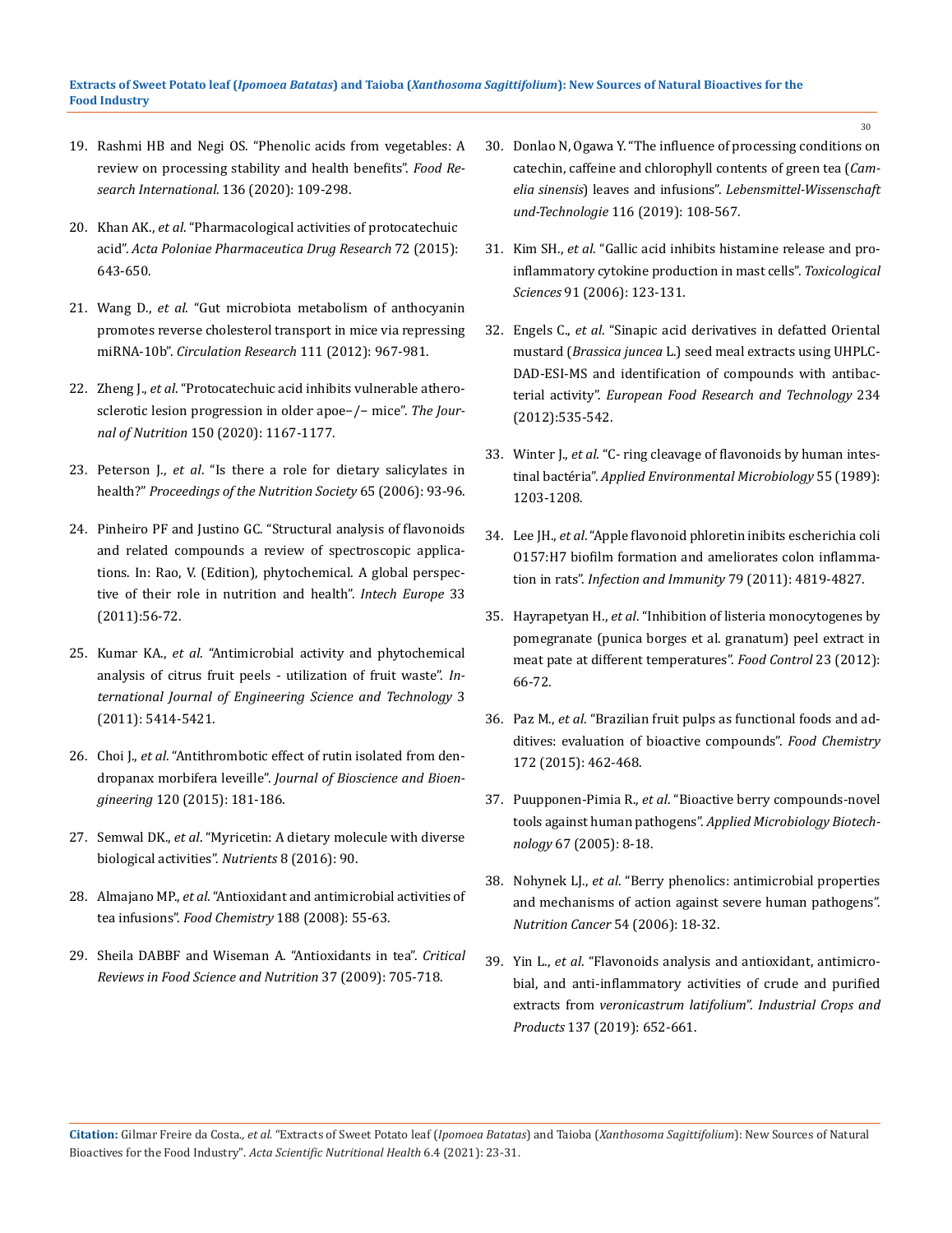19. Rashmi HB and Negi OS. "Phenolic acids from vegetables: A review on processing stability and health benefits". *Food Research International*. 136 (2020): 109-298.
20. Khan AK., *et al*. "Pharmacological activities of protocatechuic acid". *Acta Poloniae Pharmaceutica Drug Research* 72 (2015): 643-650.
21. Wang D., *et al.* "Gut microbiota metabolism of anthocyanin promotes reverse cholesterol transport in mice via repressing miRNA-10b". *Circulation Research* 111 (2012): 967-981.
22. Zheng J., *et al*. "Protocatechuic acid inhibits vulnerable atherosclerotic lesion progression in older apoe−/− mice". *The Journal of Nutrition* 150 (2020): 1167-1177.
23. Peterson J., *et al*. "Is there a role for dietary salicylates in health?" *Proceedings of the Nutrition Society* 65 (2006): 93-96.
24. Pinheiro PF and Justino GC. "Structural analysis of flavonoids and related compounds a review of spectroscopic applications. In: Rao, V. (Edition), phytochemical. A global perspective of their role in nutrition and health". *Intech Europe* 33 (2011):56-72.
25. Kumar KA., *et al*. "Antimicrobial activity and phytochemical analysis of citrus fruit peels - utilization of fruit waste". *International Journal of Engineering Science and Technology* 3 (2011): 5414-5421.
26. Choi J., *et al*. "Antithrombotic effect of rutin isolated from dendropanax morbifera leveille". *Journal of Bioscience and Bioengineering* 120 (2015): 181-186.
27. Semwal DK., *et al*. "Myricetin: A dietary molecule with diverse biological activities". *Nutrients* 8 (2016): 90.
28. Almajano MP., *et al*. "Antioxidant and antimicrobial activities of tea infusions". *Food Chemistry* 188 (2008): 55-63.
29. Sheila DABBF and Wiseman A. "Antioxidants in tea". *Critical Reviews in Food Science and Nutrition* 37 (2009): 705-718.
30. Donlao N, Ogawa Y. "The influence of processing conditions on catechin, caffeine and chlorophyll contents of green tea (*Camelia sinensis*) leaves and infusions". *Lebensmittel-Wissenschaft und-Technologie* 116 (2019): 108-567.
31. Kim SH., *et al*. "Gallic acid inhibits histamine release and pro-inflammatory cytokine production in mast cells". *Toxicological Sciences* 91 (2006): 123-131.
32. Engels C., *et al*. "Sinapic acid derivatives in defatted Oriental mustard (*Brassica juncea* L.) seed meal extracts using UHPLC-DAD-ESI-MS and identification of compounds with antibacterial activity". *European Food Research and Technology* 234 (2012):535-542.
33. Winter J., *et al*. "C- ring cleavage of flavonoids by human intestinal bactéria". *Applied Environmental Microbiology* 55 (1989): 1203-1208.
34. Lee JH., *et al*. "Apple flavonoid phloretin inibits escherichia coli O157:H7 biofilm formation and ameliorates colon inflammation in rats". *Infection and Immunity* 79 (2011): 4819-4827.
35. Hayrapetyan H., *et al*. "Inhibition of listeria monocytogenes by pomegranate (punica borges et al. granatum) peel extract in meat pate at different temperatures". *Food Control* 23 (2012): 66-72.
36. Paz M., *et al*. "Brazilian fruit pulps as functional foods and additives: evaluation of bioactive compounds". *Food Chemistry* 172 (2015): 462-468.
37. Puupponen-Pimia R., *et al*. "Bioactive berry compounds-novel tools against human pathogens". *Applied Microbiology Biotechnology* 67 (2005): 8-18.
38. Nohynek LJ., *et al*. "Berry phenolics: antimicrobial properties and mechanisms of action against severe human pathogens". *Nutrition Cancer* 54 (2006): 18-32.
39. Yin L., *et al*. "Flavonoids analysis and antioxidant, antimicrobial, and anti-inflammatory activities of crude and purified extracts from *veronicastrum latifolium*". *Industrial Crops and Products* 137 (2019): 652-661.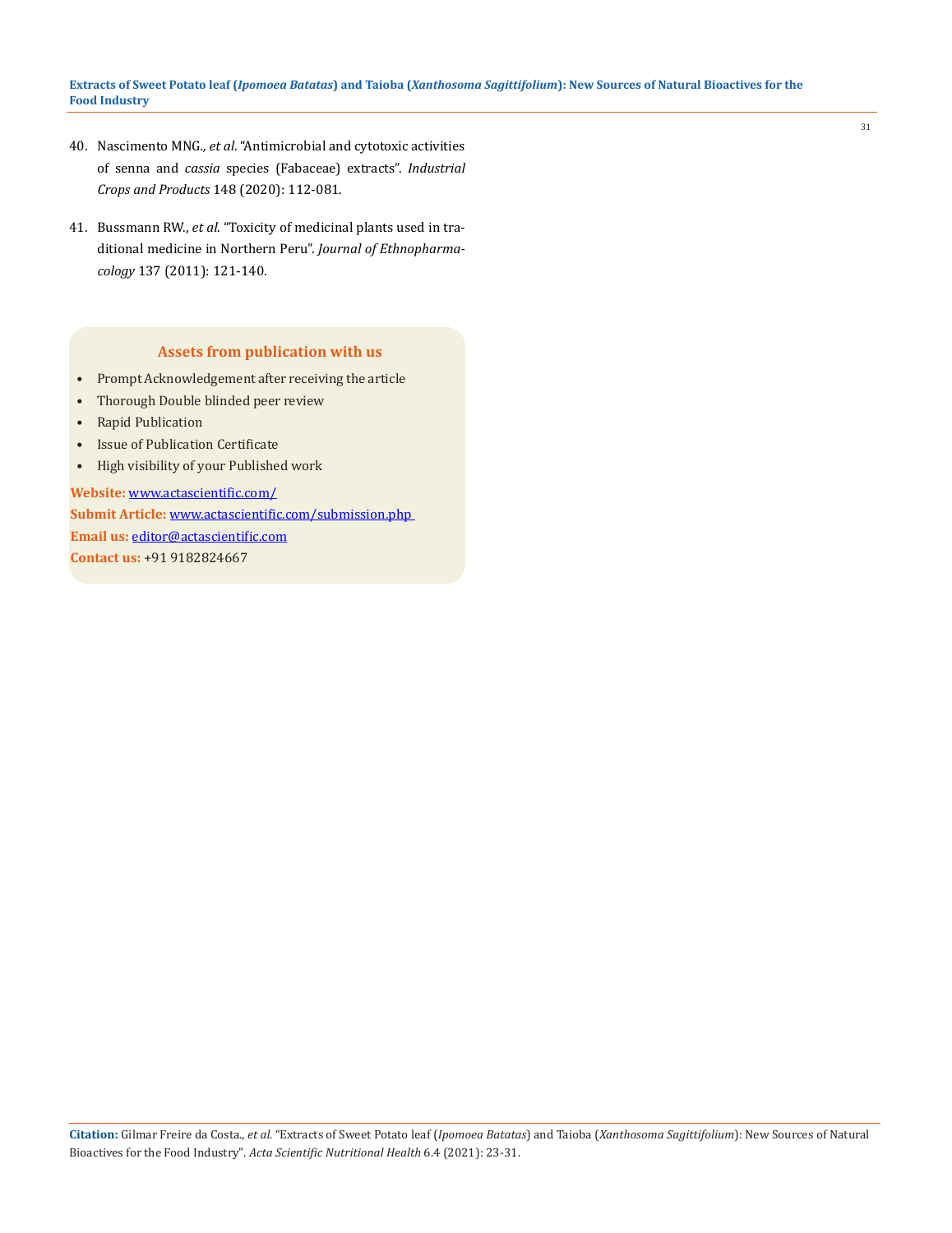40. Nascimento MNG., *et al*. "Antimicrobial and cytotoxic activities of senna and *cassia* species (Fabaceae) extracts". *Industrial Crops and Products* 148 (2020): 112-081.

41. Bussmann RW., *et al*. "Toxicity of medicinal plants used in traditional medicine in Northern Peru". *Journal of Ethnopharmacology* 137 (2011): 121-140.

### Assets from publication with us

- Prompt Acknowledgement after receiving the article
- Thorough Double blinded peer review
- Rapid Publication
- Issue of Publication Certificate
- High visibility of your Published work

**Website:** www.actascientific.com/
**Submit Article:** www.actascientific.com/submission.php
**Email us:** editor@actascientific.com
**Contact us:** +91 9182824667